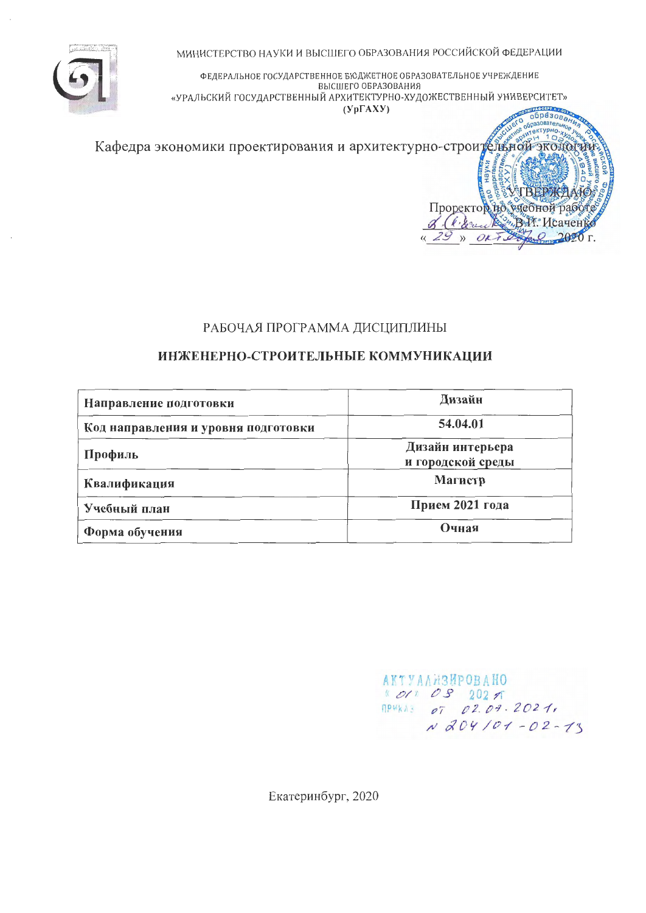МИНИСТЕРСТВО НАУКИ И ВЫСШЕГО ОБРАЗОВАНИЯ РОССИЙСКОЙ ФЕДЕРАЦИИ

ФЕДЕРАЛЬНОЕ ГОСУДАРСТВЕННОЕ БЮДЖЕТНОЕ ОБРАЗОВАТЕЛЬНОЕ УЧРЕЖДЕНИЕ ВЫСШЕГО ОБРАЗОВАНИЯ
«УРАЛЬСКИЙ ГОСУДАРСТВЕННЫЙ АРХИТЕКТУРНО-ХУДОЖЕСТВЕННЫЙ УНИВЕРСИТЕТ»
**(УрГАХУ)**

Кафедра экономики проектирования и архитектурно-строительной экологии

УТВЕРЖДАЮ
Проректор по учебной работе
_________ В.И. Исаченко
« 29 » октября 2020 г.

РАБОЧАЯ ПРОГРАММА ДИСЦИПЛИНЫ

**ИНЖЕНЕРНО-СТРОИТЕЛЬНЫЕ КОММУНИКАЦИИ**

| | |
|---|---|
| **Направление подготовки** | **Дизайн** |
| **Код направления и уровня подготовки** | **54.04.01** |
| **Профиль** | **Дизайн интерьера и городской среды** |
| **Квалификация** | **Магистр** |
| **Учебный план** | **Прием 2021 года** |
| **Форма обучения** | **Очная** |

АКТУАЛИЗИРОВАНО
« 01 » 09 2021 г.
приказ от 02.07.2021, № 204/01-02-13

Екатеринбург, 2020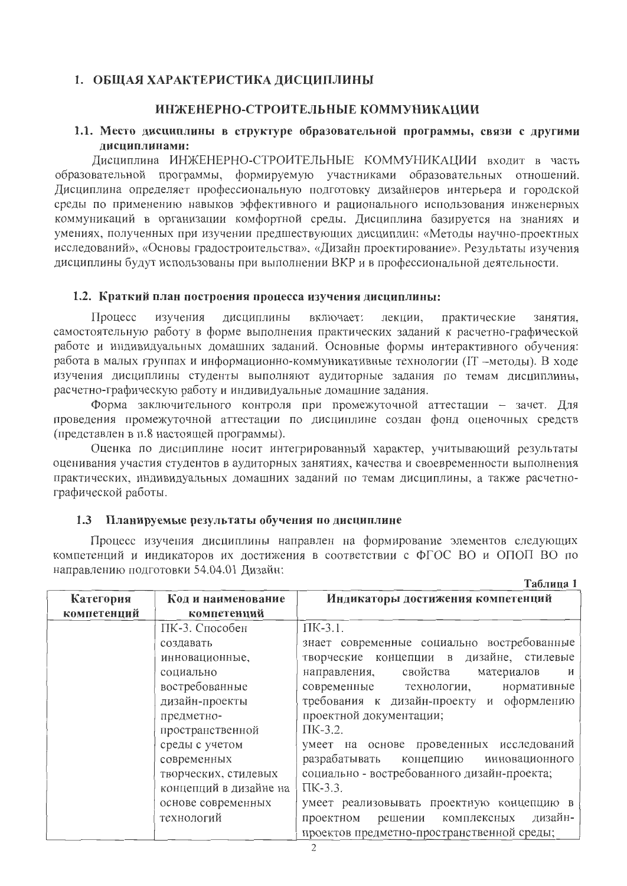## 1. ОБЩАЯ ХАРАКТЕРИСТИКА ДИСЦИПЛИНЫ

### ИНЖЕНЕРНО-СТРОИТЕЛЬНЫЕ КОММУНИКАЦИИ

### 1.1. Место дисциплины в структуре образовательной программы, связи с другими дисциплинами:

Дисциплина ИНЖЕНЕРНО-СТРОИТЕЛЬНЫЕ КОММУНИКАЦИИ входит в часть образовательной программы, формируемую участниками образовательных отношений. Дисциплина определяет профессиональную подготовку дизайнеров интерьера и городской среды по применению навыков эффективного и рационального использования инженерных коммуникаций в организации комфортной среды. Дисциплина базируется на знаниях и умениях, полученных при изучении предшествующих дисциплин: «Методы научно-проектных исследований», «Основы градостроительства», «Дизайн проектирование». Результаты изучения дисциплины будут использованы при выполнении ВКР и в профессиональной деятельности.

### 1.2. Краткий план построения процесса изучения дисциплины:

Процесс изучения дисциплины включает: лекции, практические занятия, самостоятельную работу в форме выполнения практических заданий к расчетно-графической работе и индивидуальных домашних заданий. Основные формы интерактивного обучения: работа в малых группах и информационно-коммуникативные технологии (IT –методы). В ходе изучения дисциплины студенты выполняют аудиторные задания по темам дисциплины, расчетно-графическую работу и индивидуальные домашние задания.

Форма заключительного контроля при промежуточной аттестации – зачет. Для проведения промежуточной аттестации по дисциплине создан фонд оценочных средств (представлен в п.8 настоящей программы).

Оценка по дисциплине носит интегрированный характер, учитывающий результаты оценивания участия студентов в аудиторных занятиях, качества и своевременности выполнения практических, индивидуальных домашних заданий по темам дисциплины, а также расчетно-графической работы.

### 1.3 Планируемые результаты обучения по дисциплине

Процесс изучения дисциплины направлен на формирование элементов следующих компетенций и индикаторов их достижения в соответствии с ФГОС ВО и ОПОП ВО по направлению подготовки 54.04.01 Дизайн:

Таблица 1

| Категория компетенций | Код и наименование компетенций | Индикаторы достижения компетенций |
|---|---|---|
| | ПК-3. Способен создавать инновационные, социально востребованные дизайн-проекты предметно-пространственной среды с учетом современных творческих, стилевых концепций в дизайне на основе современных технологий | ПК-3.1. знает современные социально востребованные творческие концепции в дизайне, стилевые направления, свойства материалов и современные технологии, нормативные требования к дизайн-проекту и оформлению проектной документации; ПК-3.2. умеет на основе проведенных исследований разрабатывать концепцию инновационного социально - востребованного дизайн-проекта; ПК-3.3. умеет реализовывать проектную концепцию в проектном решении комплексных дизайн-проектов предметно-пространственной среды; |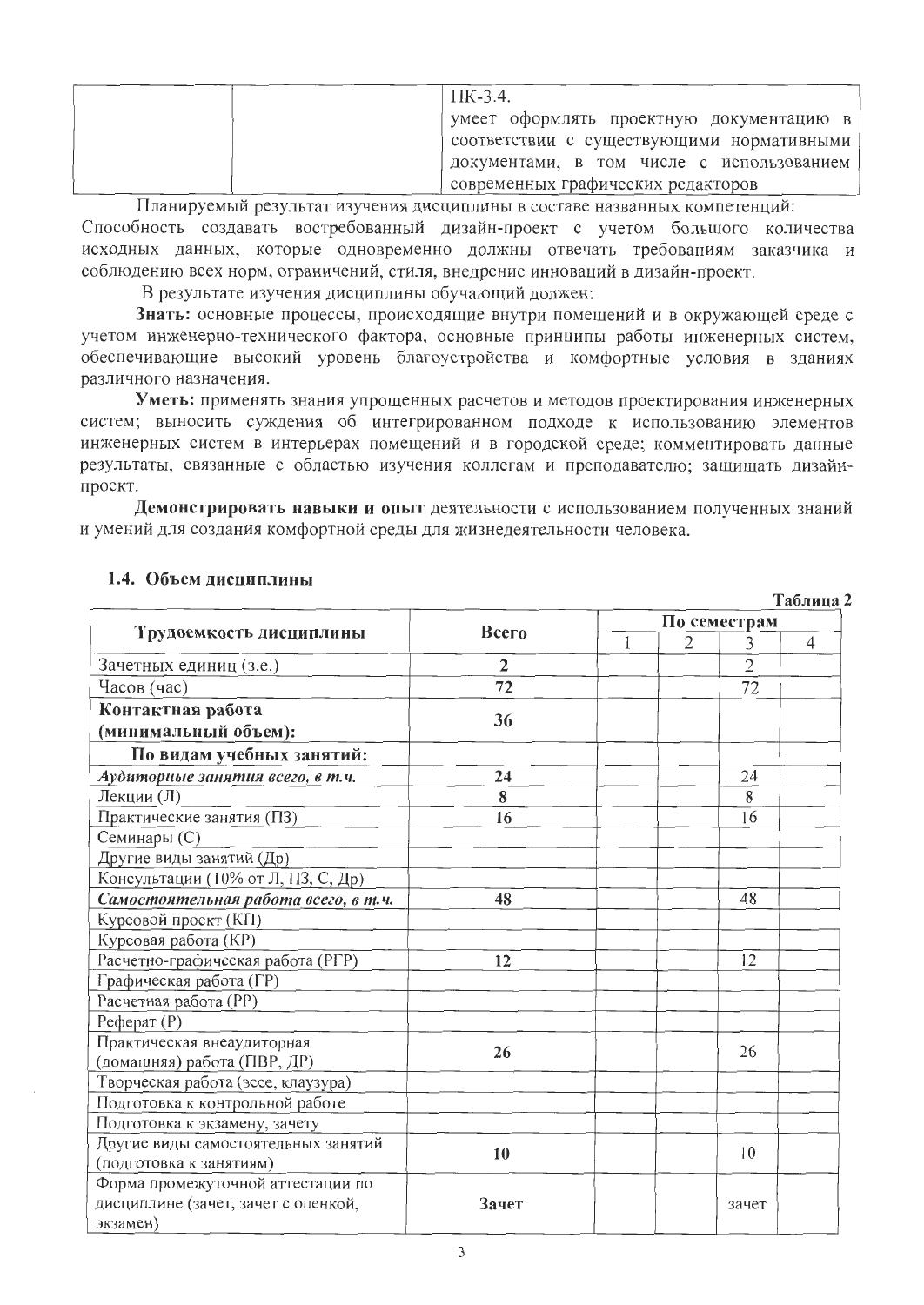| | | ПК-3.4. умеет оформлять проектную документацию в соответствии с существующими нормативными документами, в том числе с использованием современных графических редакторов |
|---|---|---|

Планируемый результат изучения дисциплины в составе названных компетенций: Способность создавать востребованный дизайн-проект с учетом большого количества исходных данных, которые одновременно должны отвечать требованиям заказчика и соблюдению всех норм, ограничений, стиля, внедрение инноваций в дизайн-проект.

В результате изучения дисциплины обучающий должен:

**Знать:** основные процессы, происходящие внутри помещений и в окружающей среде с учетом инженерно-технического фактора, основные принципы работы инженерных систем, обеспечивающие высокий уровень благоустройства и комфортные условия в зданиях различного назначения.

**Уметь:** применять знания упрощенных расчетов и методов проектирования инженерных систем; выносить суждения об интегрированном подходе к использованию элементов инженерных систем в интерьерах помещений и в городской среде; комментировать данные результаты, связанные с областью изучения коллегам и преподавателю; защищать дизайн-проект.

**Демонстрировать навыки и опыт** деятельности с использованием полученных знаний и умений для создания комфортной среды для жизнедеятельности человека.

### 1.4. Объем дисциплины

Таблица 2

| Трудоемкость дисциплины | Всего | По семестрам | | | |
|---|---|---|---|---|---|
| | | 1 | 2 | 3 | 4 |
| Зачетных единиц (з.е.) | **2** | | | 2 | |
| Часов (час) | **72** | | | 72 | |
| **Контактная работа (минимальный объем):** | **36** | | | | |
| **По видам учебных занятий:** | | | | | |
| ***Аудиторные занятия всего, в т.ч.*** | **24** | | | 24 | |
| Лекции (Л) | **8** | | | 8 | |
| Практические занятия (ПЗ) | **16** | | | 16 | |
| Семинары (С) | | | | | |
| Другие виды занятий (Др) | | | | | |
| Консультации (10% от Л, ПЗ, С, Др) | | | | | |
| ***Самостоятельная работа всего, в т.ч.*** | **48** | | | 48 | |
| Курсовой проект (КП) | | | | | |
| Курсовая работа (КР) | | | | | |
| Расчетно-графическая работа (РГР) | **12** | | | 12 | |
| Графическая работа (ГР) | | | | | |
| Расчетная работа (РР) | | | | | |
| Реферат (Р) | | | | | |
| Практическая внеаудиторная (домашняя) работа (ПВР, ДР) | **26** | | | 26 | |
| Творческая работа (эссе, клаузура) | | | | | |
| Подготовка к контрольной работе | | | | | |
| Подготовка к экзамену, зачету | | | | | |
| Другие виды самостоятельных занятий (подготовка к занятиям) | **10** | | | 10 | |
| Форма промежуточной аттестации по дисциплине (зачет, зачет с оценкой, экзамен) | **Зачет** | | | зачет | |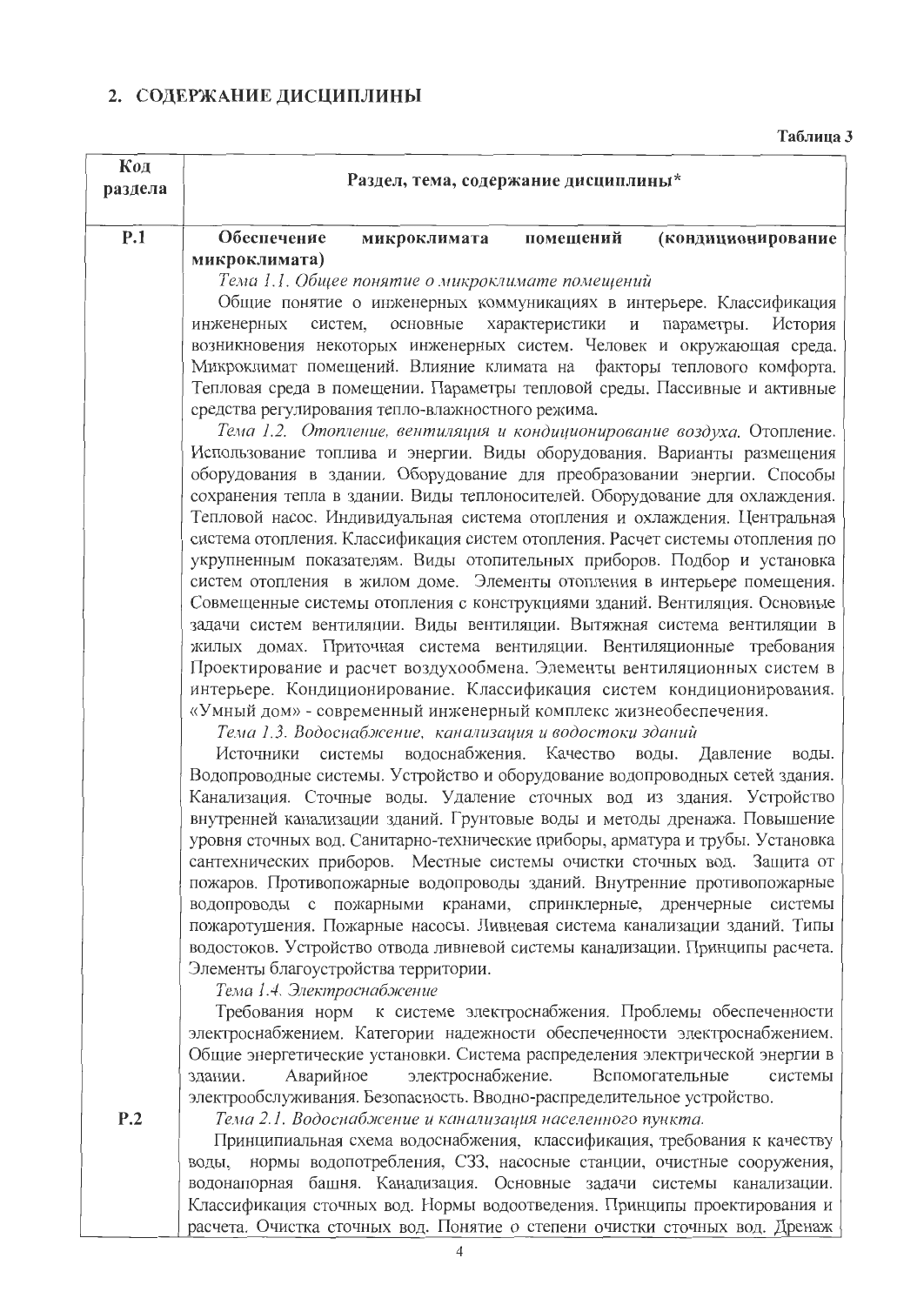## 2. СОДЕРЖАНИЕ ДИСЦИПЛИНЫ

**Таблица 3**

| Код раздела | Раздел, тема, содержание дисциплины* |
|---|---|
| Р.1 | **Обеспечение микроклимата помещений (кондиционирование микроклимата)**<br>*Тема 1.1. Общее понятие о микроклимате помещений*<br>Общие понятие о инженерных коммуникациях в интерьере. Классификация инженерных систем, основные характеристики и параметры. История возникновения некоторых инженерных систем. Человек и окружающая среда. Микроклимат помещений. Влияние климата на факторы теплового комфорта. Тепловая среда в помещении. Параметры тепловой среды. Пассивные и активные средства регулирования тепло-влажностного режима.<br>*Тема 1.2. Отопление, вентиляция и кондиционирование воздуха.* Отопление. Использование топлива и энергии. Виды оборудования. Варианты размещения оборудования в здании. Оборудование для преобразовании энергии. Способы сохранения тепла в здании. Виды теплоносителей. Оборудование для охлаждения. Тепловой насос. Индивидуальная система отопления и охлаждения. Центральная система отопления. Классификация систем отопления. Расчет системы отопления по укрупненным показателям. Виды отопительных приборов. Подбор и установка систем отопления в жилом доме. Элементы отопления в интерьере помещения. Совмещенные системы отопления с конструкциями зданий. Вентиляция. Основные задачи систем вентиляции. Виды вентиляции. Вытяжная система вентиляции в жилых домах. Приточная система вентиляции. Вентиляционные требования Проектирование и расчет воздухообмена. Элементы вентиляционных систем в интерьере. Кондиционирование. Классификация систем кондиционирования. «Умный дом» - современный инженерный комплекс жизнеобеспечения.<br>*Тема 1.3. Водоснабжение, канализация и водостоки зданий*<br>Источники системы водоснабжения. Качество воды. Давление воды. Водопроводные системы. Устройство и оборудование водопроводных сетей здания. Канализация. Сточные воды. Удаление сточных вод из здания. Устройство внутренней канализации зданий. Грунтовые воды и методы дренажа. Повышение уровня сточных вод. Санитарно-технические приборы, арматура и трубы. Установка сантехнических приборов. Местные системы очистки сточных вод. Защита от пожаров. Противопожарные водопроводы зданий. Внутренние противопожарные водопроводы с пожарными кранами, спринклерные, дренчерные системы пожаротушения. Пожарные насосы. Ливневая система канализации зданий. Типы водостоков. Устройство отвода ливневой системы канализации. Принципы расчета. Элементы благоустройства территории.<br>*Тема 1.4. Электроснабжение*<br>Требования норм к системе электроснабжения. Проблемы обеспеченности электроснабжением. Категории надежности обеспеченности электроснабжением. Общие энергетические установки. Система распределения электрической энергии в здании. Аварийное электроснабжение. Вспомогательные системы электрообслуживания. Безопасность. Вводно-распределительное устройство. |
| Р.2 | *Тема 2.1. Водоснабжение и канализация населенного пункта.*<br>Принципиальная схема водоснабжения, классификация, требования к качеству воды, нормы водопотребления, СЗЗ, насосные станции, очистные сооружения, водонапорная башня. Канализация. Основные задачи системы канализации. Классификация сточных вод. Нормы водоотведения. Принципы проектирования и расчета. Очистка сточных вод. Понятие о степени очистки сточных вод. Дренаж |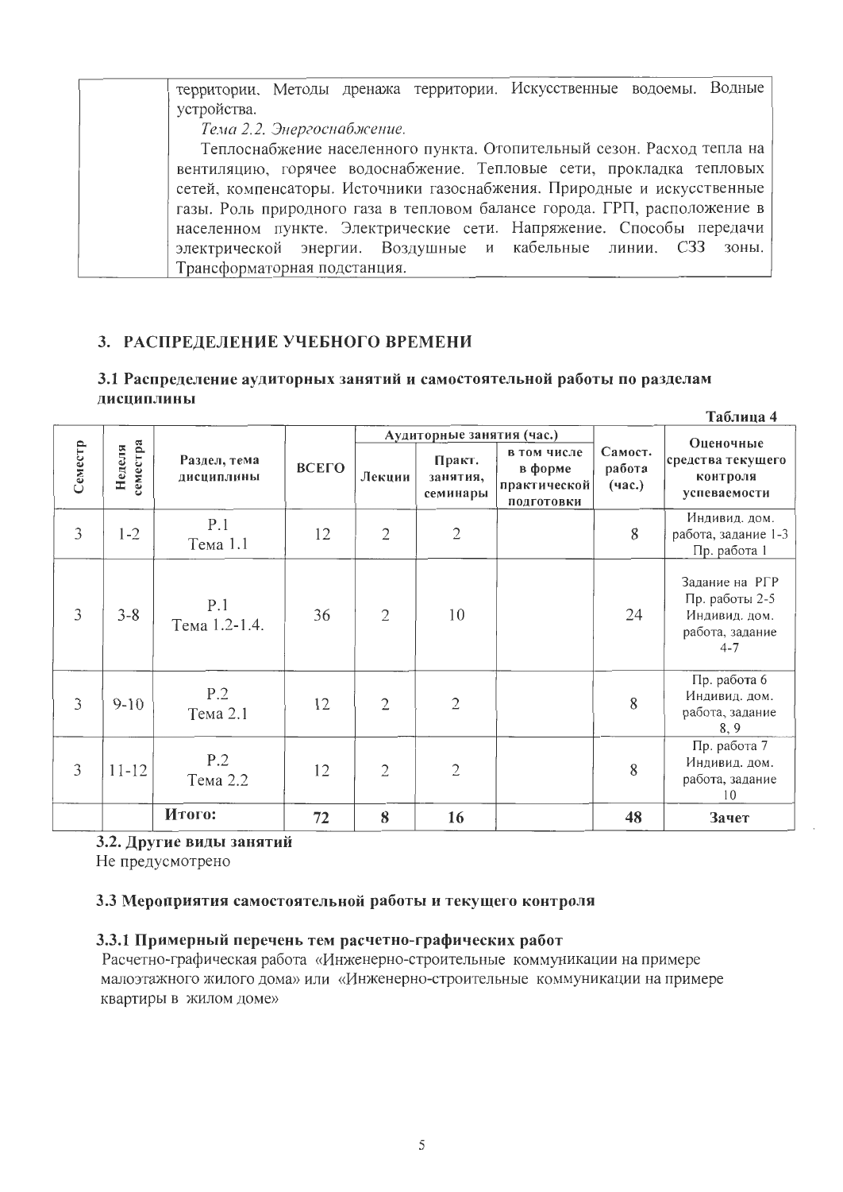| | территории. Методы дренажа территории. Искусственные водоемы. Водные устройства.<br>*Тема 2.2. Энергоснабжение.*<br>Теплоснабжение населенного пункта. Отопительный сезон. Расход тепла на вентиляцию, горячее водоснабжение. Тепловые сети, прокладка тепловых сетей, компенсаторы. Источники газоснабжения. Природные и искусственные газы. Роль природного газа в тепловом балансе города. ГРП, расположение в населенном пункте. Электрические сети. Напряжение. Способы передачи электрической энергии. Воздушные и кабельные линии. СЗЗ зоны. Трансформаторная подстанция. |
|---|---|

## 3. РАСПРЕДЕЛЕНИЕ УЧЕБНОГО ВРЕМЕНИ

### 3.1 Распределение аудиторных занятий и самостоятельной работы по разделам дисциплины

Таблица 4

| Семестр | Неделя семестра | Раздел, тема дисциплины | ВСЕГО | Аудиторные занятия (час.) | | | Самост. работа (час.) | Оценочные средства текущего контроля успеваемости |
|---|---|---|---|---|---|---|---|---|
| | | | | Лекции | Практ. занятия, семинары | в том числе в форме практической подготовки | | |
| 3 | 1-2 | Р.1<br>Тема 1.1 | 12 | 2 | 2 | | 8 | Индивид. дом. работа, задание 1-3<br>Пр. работа 1 |
| 3 | 3-8 | Р.1<br>Тема 1.2-1.4. | 36 | 2 | 10 | | 24 | Задание на РГР<br>Пр. работы 2-5<br>Индивид. дом. работа, задание 4-7 |
| 3 | 9-10 | Р.2<br>Тема 2.1 | 12 | 2 | 2 | | 8 | Пр. работа 6<br>Индивид. дом. работа, задание 8, 9 |
| 3 | 11-12 | Р.2<br>Тема 2.2 | 12 | 2 | 2 | | 8 | Пр. работа 7<br>Индивид. дом. работа, задание 10 |
| | | **Итого:** | **72** | **8** | **16** | | **48** | **Зачет** |

### 3.2. Другие виды занятий

Не предусмотрено

### 3.3 Мероприятия самостоятельной работы и текущего контроля

#### 3.3.1 Примерный перечень тем расчетно-графических работ

Расчетно-графическая работа «Инженерно-строительные коммуникации на примере малоэтажного жилого дома» или «Инженерно-строительные коммуникации на примере квартиры в жилом доме»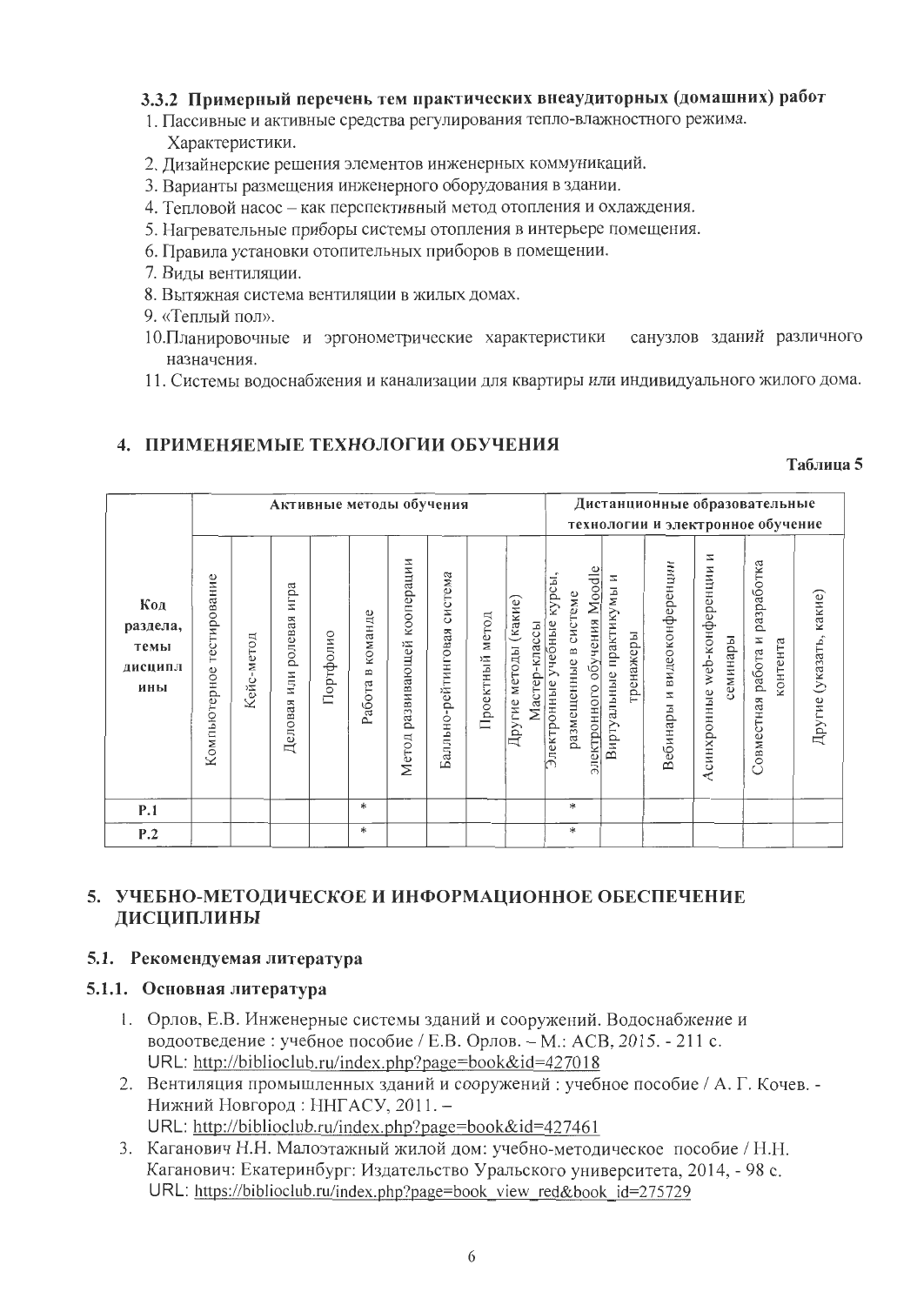### 3.3.2 Примерный перечень тем практических внеаудиторных (домашних) работ

1. Пассивные и активные средства регулирования тепло-влажностного режима. Характеристики.
2. Дизайнерские решения элементов инженерных коммуникаций.
3. Варианты размещения инженерного оборудования в здании.
4. Тепловой насос – как перспективный метод отопления и охлаждения.
5. Нагревательные приборы системы отопления в интерьере помещения.
6. Правила установки отопительных приборов в помещении.
7. Виды вентиляции.
8. Вытяжная система вентиляции в жилых домах.
9. «Теплый пол».
10. Планировочные и эргонометрические характеристики санузлов зданий различного назначения.
11. Системы водоснабжения и канализации для квартиры или индивидуального жилого дома.

## 4. ПРИМЕНЯЕМЫЕ ТЕХНОЛОГИИ ОБУЧЕНИЯ

Таблица 5

| Код раздела, темы дисциплины | Активные методы обучения | | | | | | | | | Дистанционные образовательные технологии и электронное обучение | | | | | |
|---|---|---|---|---|---|---|---|---|---|---|---|---|---|---|---|
| | Компьютерное тестирование | Кейс-метод | Деловая или ролевая игра | Портфолио | Работа в команде | Метод развивающей кооперации | Балльно-рейтинговая система | Проектный метод | Другие методы (какие) Мастер-классы | Электронные учебные курсы, размещенные в системе электронного обучения Moodle | Виртуальные практикумы и тренажеры | Вебинары и видеоконференции | Асинхронные web-конференции и семинары | Совместная работа и разработка контента | Другие (указать, какие) |
| Р.1 | | | | | * | | | | | * | | | | | |
| Р.2 | | | | | * | | | | | * | | | | | |

## 5. УЧЕБНО-МЕТОДИЧЕСКОЕ И ИНФОРМАЦИОННОЕ ОБЕСПЕЧЕНИЕ ДИСЦИПЛИНЫ

### 5.1. Рекомендуемая литература

### 5.1.1. Основная литература

1. Орлов, Е.В. Инженерные системы зданий и сооружений. Водоснабжение и водоотведение : учебное пособие / Е.В. Орлов. – М.: АСВ, 2015. - 211 с. URL: http://biblioclub.ru/index.php?page=book&id=427018
2. Вентиляция промышленных зданий и сооружений : учебное пособие / А. Г. Кочев. - Нижний Новгород : ННГАСУ, 2011. – URL: http://biblioclub.ru/index.php?page=book&id=427461
3. Каганович Н.Н. Малоэтажный жилой дом: учебно-методическое пособие / Н.Н. Каганович: Екатеринбург: Издательство Уральского университета, 2014, - 98 с. URL: https://biblioclub.ru/index.php?page=book_view_red&book_id=275729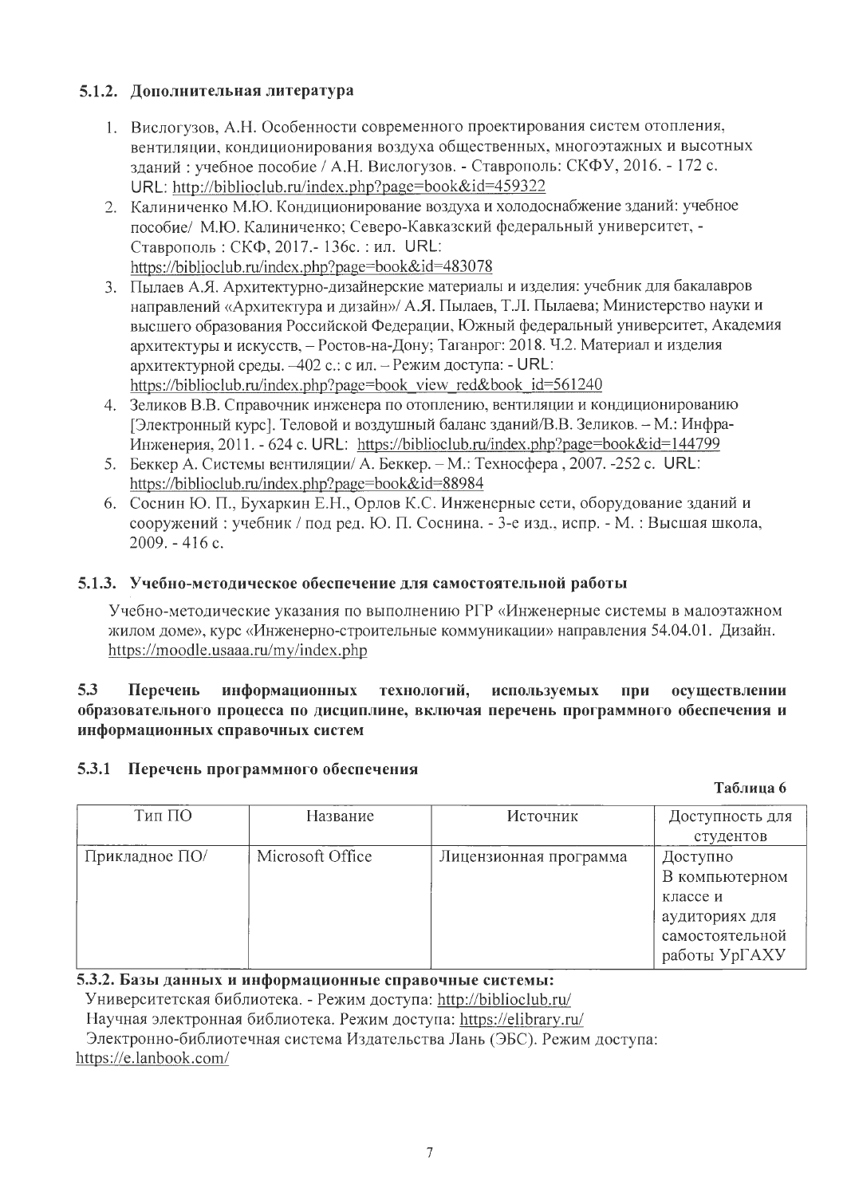### 5.1.2. Дополнительная литература

1. Вислогузов, А.Н. Особенности современного проектирования систем отопления, вентиляции, кондиционирования воздуха общественных, многоэтажных и высотных зданий : учебное пособие / А.Н. Вислогузов. - Ставрополь: СКФУ, 2016. - 172 с. URL: http://biblioclub.ru/index.php?page=book&id=459322
2. Калиниченко М.Ю. Кондиционирование воздуха и холодоснабжение зданий: учебное пособие/ М.Ю. Калиниченко; Северо-Кавказский федеральный университет, - Ставрополь : СКФ, 2017.- 136с. : ил. URL: https://biblioclub.ru/index.php?page=book&id=483078
3. Пылаев А.Я. Архитектурно-дизайнерские материалы и изделия: учебник для бакалавров направлений «Архитектура и дизайн»/ А.Я. Пылаев, Т.Л. Пылаева; Министерство науки и высшего образования Российской Федерации, Южный федеральный университет, Академия архитектуры и искусств, – Ростов-на-Дону; Таганрог: 2018. Ч.2. Материал и изделия архитектурной среды. –402 с.: с ил. – Режим доступа: - URL: https://biblioclub.ru/index.php?page=book_view_red&book_id=561240
4. Зеликов В.В. Справочник инженера по отоплению, вентиляции и кондиционированию [Электронный курс]. Теловой и воздушный баланс зданий/В.В. Зеликов. – М.: Инфра-Инженерия, 2011. - 624 с. URL: https://biblioclub.ru/index.php?page=book&id=144799
5. Беккер А. Системы вентиляции/ А. Беккер. – М.: Техносфера , 2007. -252 с. URL: https://biblioclub.ru/index.php?page=book&id=88984
6. Соснин Ю. П., Бухаркин Е.Н., Орлов К.С. Инженерные сети, оборудование зданий и сооружений : учебник / под ред. Ю. П. Соснина. - 3-е изд., испр. - М. : Высшая школа, 2009. - 416 с.

### 5.1.3. Учебно-методическое обеспечение для самостоятельной работы

Учебно-методические указания по выполнению РГР «Инженерные системы в малоэтажном жилом доме», курс «Инженерно-строительные коммуникации» направления 54.04.01. Дизайн. https://moodle.usaaa.ru/my/index.php

## 5.3 Перечень информационных технологий, используемых при осуществлении образовательного процесса по дисциплине, включая перечень программного обеспечения и информационных справочных систем

### 5.3.1 Перечень программного обеспечения

**Таблица 6**

| Тип ПО | Название | Источник | Доступность для студентов |
|---|---|---|---|
| Прикладное ПО/ | Microsoft Office | Лицензионная программа | Доступно В компьютерном классе и аудиториях для самостоятельной работы УрГАХУ |

### 5.3.2. Базы данных и информационные справочные системы:

Университетская библиотека. - Режим доступа: http://biblioclub.ru/

Научная электронная библиотека. Режим доступа: https://elibrary.ru/

Электронно-библиотечная система Издательства Лань (ЭБС). Режим доступа: https://e.lanbook.com/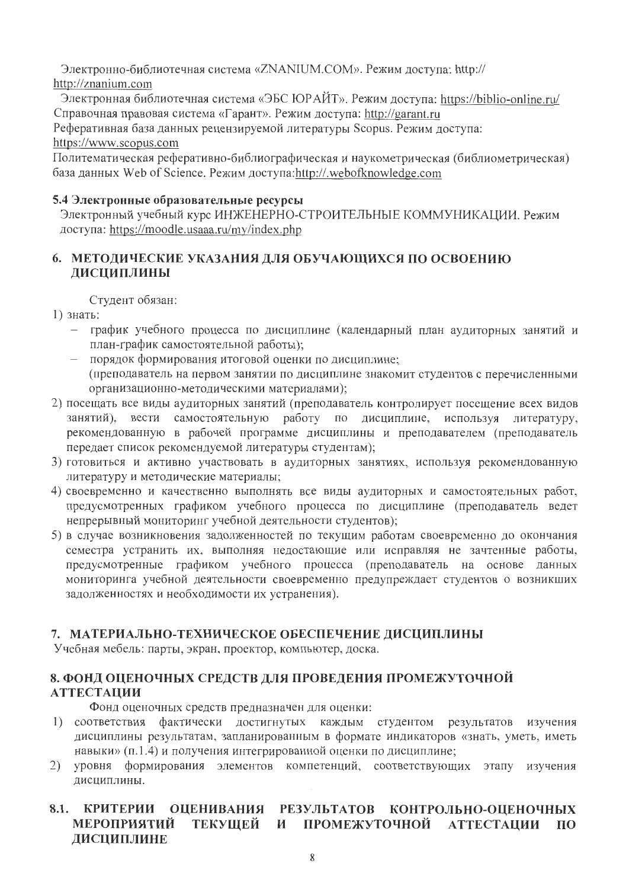Электронно-библиотечная система «ZNANIUM.COM». Режим доступа: http:// http://znanium.com

Электронная библиотечная система «ЭБС ЮРАЙТ». Режим доступа: https://biblio-online.ru/

Справочная правовая система «Гарант». Режим доступа: http://garant.ru

Реферативная база данных рецензируемой литературы Scopus. Режим доступа: https://www.scopus.com

Политематическая реферативно-библиографическая и наукометрическая (библиометрическая) база данных Web of Science. Режим доступа:http://.webofknowledge.com

### 5.4 Электронные образовательные ресурсы

Электронный учебный курс ИНЖЕНЕРНО-СТРОИТЕЛЬНЫЕ КОММУНИКАЦИИ. Режим доступа: https://moodle.usaaa.ru/my/index.php

## 6. МЕТОДИЧЕСКИЕ УКАЗАНИЯ ДЛЯ ОБУЧАЮЩИХСЯ ПО ОСВОЕНИЮ ДИСЦИПЛИНЫ

Студент обязан:

1) знать:
   - график учебного процесса по дисциплине (календарный план аудиторных занятий и план-график самостоятельной работы);
   - порядок формирования итоговой оценки по дисциплине;
   
   (преподаватель на первом занятии по дисциплине знакомит студентов с перечисленными организационно-методическими материалами);
2) посещать все виды аудиторных занятий (преподаватель контролирует посещение всех видов занятий), вести самостоятельную работу по дисциплине, используя литературу, рекомендованную в рабочей программе дисциплины и преподавателем (преподаватель передает список рекомендуемой литературы студентам);
3) готовиться и активно участвовать в аудиторных занятиях, используя рекомендованную литературу и методические материалы;
4) своевременно и качественно выполнять все виды аудиторных и самостоятельных работ, предусмотренных графиком учебного процесса по дисциплине (преподаватель ведет непрерывный мониторинг учебной деятельности студентов);
5) в случае возникновения задолженностей по текущим работам своевременно до окончания семестра устранить их, выполняя недостающие или исправляя не зачтенные работы, предусмотренные графиком учебного процесса (преподаватель на основе данных мониторинга учебной деятельности своевременно предупреждает студентов о возникших задолженностях и необходимости их устранения).

## 7. МАТЕРИАЛЬНО-ТЕХНИЧЕСКОЕ ОБЕСПЕЧЕНИЕ ДИСЦИПЛИНЫ

Учебная мебель: парты, экран, проектор, компьютер, доска.

## 8. ФОНД ОЦЕНОЧНЫХ СРЕДСТВ ДЛЯ ПРОВЕДЕНИЯ ПРОМЕЖУТОЧНОЙ АТТЕСТАЦИИ

Фонд оценочных средств предназначен для оценки:

1) соответствия фактически достигнутых каждым студентом результатов изучения дисциплины результатам, запланированным в формате индикаторов «знать, уметь, иметь навыки» (п.1.4) и получения интегрированной оценки по дисциплине;
2) уровня формирования элементов компетенций, соответствующих этапу изучения дисциплины.

### 8.1. КРИТЕРИИ ОЦЕНИВАНИЯ РЕЗУЛЬТАТОВ КОНТРОЛЬНО-ОЦЕНОЧНЫХ МЕРОПРИЯТИЙ ТЕКУЩЕЙ И ПРОМЕЖУТОЧНОЙ АТТЕСТАЦИИ ПО ДИСЦИПЛИНЕ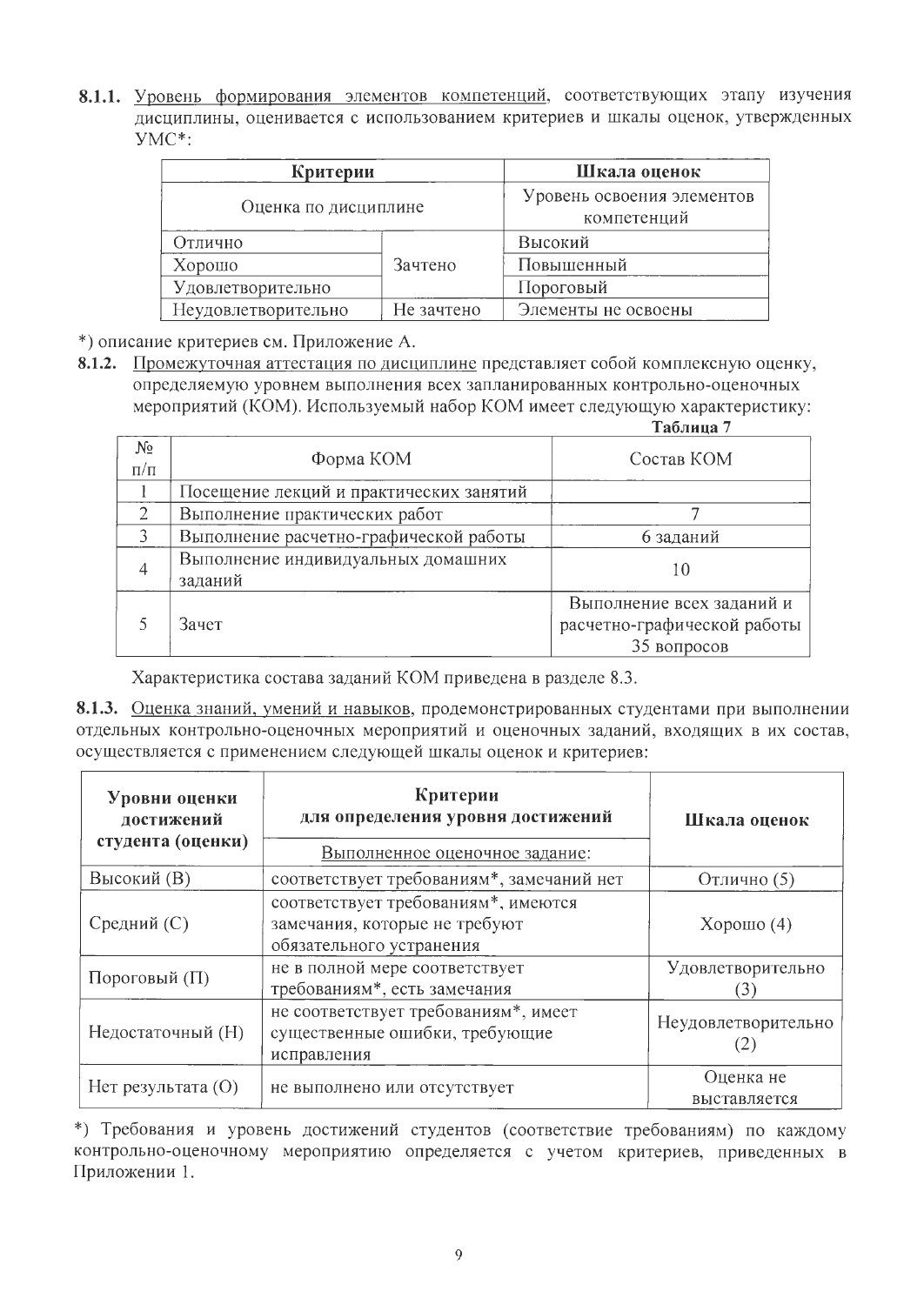**8.1.1.** <u>Уровень формирования элементов компетенций</u>, соответствующих этапу изучения дисциплины, оценивается с использованием критериев и шкалы оценок, утвержденных УМС*:

| Критерии | | Шкала оценок |
|---|---|---|
| Оценка по дисциплине | | Уровень освоения элементов компетенций |
| Отлично | Зачтено | Высокий |
| Хорошо | | Повышенный |
| Удовлетворительно | | Пороговый |
| Неудовлетворительно | Не зачтено | Элементы не освоены |

*) описание критериев см. Приложение А.

**8.1.2.** <u>Промежуточная аттестация по дисциплине</u> представляет собой комплексную оценку, определяемую уровнем выполнения всех запланированных контрольно-оценочных мероприятий (КОМ). Используемый набор КОМ имеет следующую характеристику:

**Таблица 7**

| № п/п | Форма КОМ | Состав КОМ |
|---|---|---|
| 1 | Посещение лекций и практических занятий | |
| 2 | Выполнение практических работ | 7 |
| 3 | Выполнение расчетно-графической работы | 6 заданий |
| 4 | Выполнение индивидуальных домашних заданий | 10 |
| 5 | Зачет | Выполнение всех заданий и расчетно-графической работы 35 вопросов |

Характеристика состава заданий КОМ приведена в разделе 8.3.

**8.1.3.** <u>Оценка знаний, умений и навыков</u>, продемонстрированных студентами при выполнении отдельных контрольно-оценочных мероприятий и оценочных заданий, входящих в их состав, осуществляется с применением следующей шкалы оценок и критериев:

| Уровни оценки достижений студента (оценки) | Критерии для определения уровня достижений | Шкала оценок |
|---|---|---|
| | Выполненное оценочное задание: | |
| Высокий (В) | соответствует требованиям*, замечаний нет | Отлично (5) |
| Средний (С) | соответствует требованиям*, имеются замечания, которые не требуют обязательного устранения | Хорошо (4) |
| Пороговый (П) | не в полной мере соответствует требованиям*, есть замечания | Удовлетворительно (3) |
| Недостаточный (Н) | не соответствует требованиям*, имеет существенные ошибки, требующие исправления | Неудовлетворительно (2) |
| Нет результата (О) | не выполнено или отсутствует | Оценка не выставляется |

*) Требования и уровень достижений студентов (соответствие требованиям) по каждому контрольно-оценочному мероприятию определяется с учетом критериев, приведенных в Приложении 1.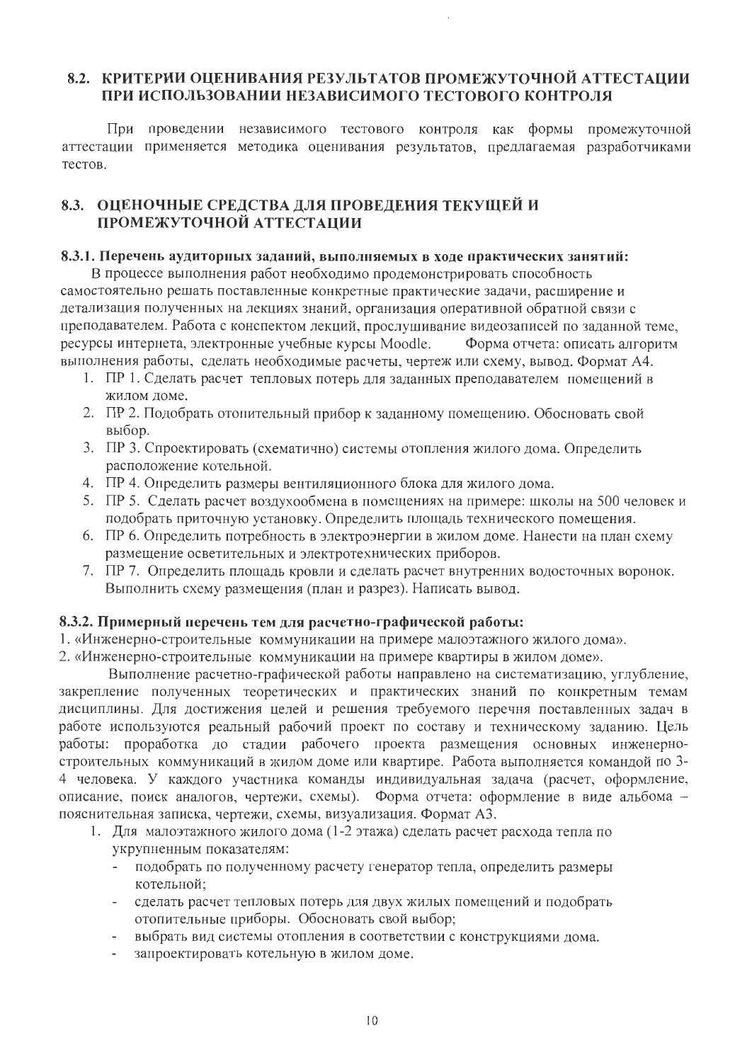## 8.2. КРИТЕРИИ ОЦЕНИВАНИЯ РЕЗУЛЬТАТОВ ПРОМЕЖУТОЧНОЙ АТТЕСТАЦИИ ПРИ ИСПОЛЬЗОВАНИИ НЕЗАВИСИМОГО ТЕСТОВОГО КОНТРОЛЯ

При проведении независимого тестового контроля как формы промежуточной аттестации применяется методика оценивания результатов, предлагаемая разработчиками тестов.

## 8.3. ОЦЕНОЧНЫЕ СРЕДСТВА ДЛЯ ПРОВЕДЕНИЯ ТЕКУЩЕЙ И ПРОМЕЖУТОЧНОЙ АТТЕСТАЦИИ

### 8.3.1. Перечень аудиторных заданий, выполняемых в ходе практических занятий:

В процессе выполнения работ необходимо продемонстрировать способность самостоятельно решать поставленные конкретные практические задачи, расширение и детализация полученных на лекциях знаний, организация оперативной обратной связи с преподавателем. Работа с конспектом лекций, прослушивание видеозаписей по заданной теме, ресурсы интернета, электронные учебные курсы Moodle. Форма отчета: описать алгоритм выполнения работы, сделать необходимые расчеты, чертеж или схему, вывод. Формат А4.

1. ПР 1. Сделать расчет тепловых потерь для заданных преподавателем помещений в жилом доме.
2. ПР 2. Подобрать отопительный прибор к заданному помещению. Обосновать свой выбор.
3. ПР 3. Спроектировать (схематично) системы отопления жилого дома. Определить расположение котельной.
4. ПР 4. Определить размеры вентиляционного блока для жилого дома.
5. ПР 5. Сделать расчет воздухообмена в помещениях на примере: школы на 500 человек и подобрать приточную установку. Определить площадь технического помещения.
6. ПР 6. Определить потребность в электроэнергии в жилом доме. Нанести на план схему размещение осветительных и электротехнических приборов.
7. ПР 7. Определить площадь кровли и сделать расчет внутренних водосточных воронок. Выполнить схему размещения (план и разрез). Написать вывод.

### 8.3.2. Примерный перечень тем для расчетно-графической работы:

1. «Инженерно-строительные коммуникации на примере малоэтажного жилого дома».
2. «Инженерно-строительные коммуникации на примере квартиры в жилом доме».

Выполнение расчетно-графической работы направлено на систематизацию, углубление, закрепление полученных теоретических и практических знаний по конкретным темам дисциплины. Для достижения целей и решения требуемого перечня поставленных задач в работе используются реальный рабочий проект по составу и техническому заданию. Цель работы: проработка до стадии рабочего проекта размещения основных инженерно-строительных коммуникаций в жилом доме или квартире. Работа выполняется командой по 3-4 человека. У каждого участника команды индивидуальная задача (расчет, оформление, описание, поиск аналогов, чертежи, схемы). Форма отчета: оформление в виде альбома – пояснительная записка, чертежи, схемы, визуализация. Формат А3.

1. Для малоэтажного жилого дома (1-2 этажа) сделать расчет расхода тепла по укрупненным показателям:
   - подобрать по полученному расчету генератор тепла, определить размеры котельной;
   - сделать расчет тепловых потерь для двух жилых помещений и подобрать отопительные приборы. Обосновать свой выбор;
   - выбрать вид системы отопления в соответствии с конструкциями дома.
   - запроектировать котельную в жилом доме.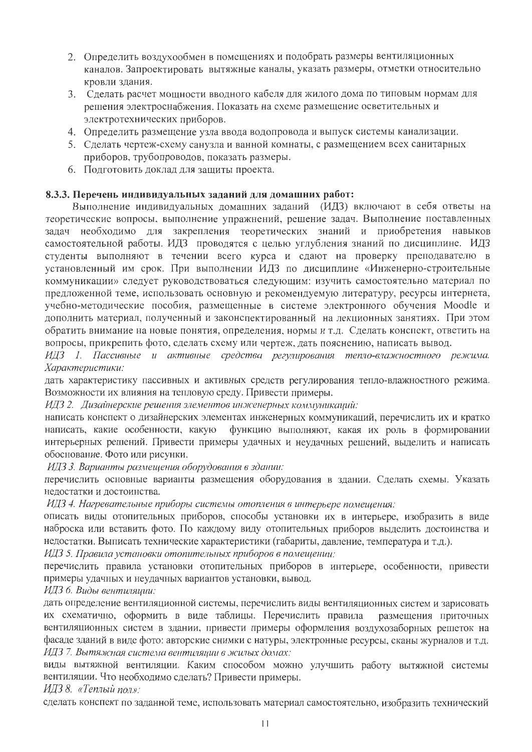2. Определить воздухообмен в помещениях и подобрать размеры вентиляционных каналов. Запроектировать вытяжные каналы, указать размеры, отметки относительно кровли здания.
3. Сделать расчет мощности вводного кабеля для жилого дома по типовым нормам для решения электроснабжения. Показать на схеме размещение осветительных и электротехнических приборов.
4. Определить размещение узла ввода водопровода и выпуск системы канализации.
5. Сделать чертеж-схему санузла и ванной комнаты, с размещением всех санитарных приборов, трубопроводов, показать размеры.
6. Подготовить доклад для защиты проекта.

### 8.3.3. Перечень индивидуальных заданий для домашних работ:

Выполнение индивидуальных домашних заданий (ИДЗ) включают в себя ответы на теоретические вопросы, выполнение упражнений, решение задач. Выполнение поставленных задач необходимо для закрепления теоретических знаний и приобретения навыков самостоятельной работы. ИДЗ проводятся с целью углубления знаний по дисциплине. ИДЗ студенты выполняют в течении всего курса и сдают на проверку преподавателю в установленный им срок. При выполнении ИДЗ по дисциплине «Инженерно-строительные коммуникации» следует руководствоваться следующим: изучить самостоятельно материал по предложенной теме, использовать основную и рекомендуемую литературу, ресурсы интернета, учебно-методические пособия, размещенные в системе электронного обучения Moodle и дополнить материал, полученный и законспектированный на лекционных занятиях. При этом обратить внимание на новые понятия, определения, нормы и т.д. Сделать конспект, ответить на вопросы, прикрепить фото, сделать схему или чертеж, дать пояснению, написать вывод.

*ИДЗ 1. Пассивные и активные средства регулирования тепло-влажностного режима. Характеристики:*

дать характеристику пассивных и активных средств регулирования тепло-влажностного режима. Возможности их влияния на тепловую среду. Привести примеры.

*ИДЗ 2. Дизайнерские решения элементов инженерных коммуникаций:*

написать конспект о дизайнерских элементах инженерных коммуникаций, перечислить их и кратко написать, какие особенности, какую функцию выполняют, какая их роль в формировании интерьерных решений. Привести примеры удачных и неудачных решений, выделить и написать обоснование. Фото или рисунки.

*ИДЗ 3. Варианты размещения оборудования в здании:*

перечислить основные варианты размещения оборудования в здании. Сделать схемы. Указать недостатки и достоинства.

*ИДЗ 4. Нагревательные приборы системы отопления в интерьере помещения:*

описать виды отопительных приборов, способы установки их в интерьере, изобразить в виде наброска или вставить фото. По каждому виду отопительных приборов выделить достоинства и недостатки. Выписать технические характеристики (габариты, давление, температура и т.д.).

*ИДЗ 5. Правила установки отопительных приборов в помещении:*

перечислить правила установки отопительных приборов в интерьере, особенности, привести примеры удачных и неудачных вариантов установки, вывод.

*ИДЗ 6. Виды вентиляции:*

дать определение вентиляционной системы, перечислить виды вентиляционных систем и зарисовать их схематично, оформить в виде таблицы. Перечислить правила размещения приточных вентиляционных систем в здании, привести примеры оформления воздухозаборных решеток на фасаде зданий в виде фото: авторские снимки с натуры, электронные ресурсы, сканы журналов и т.д.

*ИДЗ 7. Вытяжная система вентиляции в жилых домах:*

виды вытяжной вентиляции. Каким способом можно улучшить работу вытяжной системы вентиляции. Что необходимо сделать? Привести примеры.

*ИДЗ 8. «Теплый пол»:*

сделать конспект по заданной теме, использовать материал самостоятельно, изобразить технический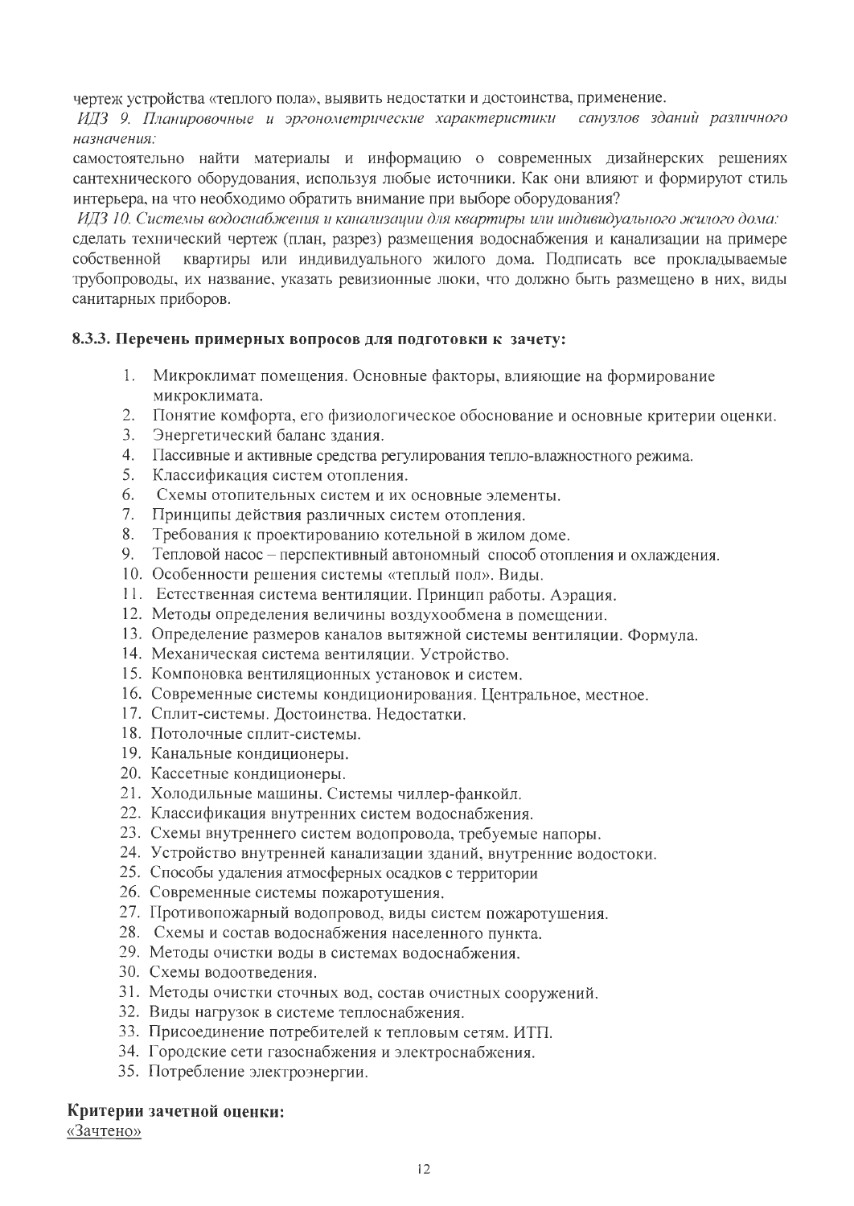чертеж устройства «теплого пола», выявить недостатки и достоинства, применение.

*ИДЗ 9. Планировочные и эргонометрические характеристики санузлов зданий различного назначения:*

самостоятельно найти материалы и информацию о современных дизайнерских решениях сантехнического оборудования, используя любые источники. Как они влияют и формируют стиль интерьера, на что необходимо обратить внимание при выборе оборудования?

*ИДЗ 10. Системы водоснабжения и канализации для квартиры или индивидуального жилого дома:*

сделать технический чертеж (план, разрез) размещения водоснабжения и канализации на примере собственной квартиры или индивидуального жилого дома. Подписать все прокладываемые трубопроводы, их название, указать ревизионные люки, что должно быть размещено в них, виды санитарных приборов.

### 8.3.3. Перечень примерных вопросов для подготовки к зачету:

1. Микроклимат помещения. Основные факторы, влияющие на формирование микроклимата.
2. Понятие комфорта, его физиологическое обоснование и основные критерии оценки.
3. Энергетический баланс здания.
4. Пассивные и активные средства регулирования тепло-влажностного режима.
5. Классификация систем отопления.
6. Схемы отопительных систем и их основные элементы.
7. Принципы действия различных систем отопления.
8. Требования к проектированию котельной в жилом доме.
9. Тепловой насос – перспективный автономный способ отопления и охлаждения.
10. Особенности решения системы «теплый пол». Виды.
11. Естественная система вентиляции. Принцип работы. Аэрация.
12. Методы определения величины воздухообмена в помещении.
13. Определение размеров каналов вытяжной системы вентиляции. Формула.
14. Механическая система вентиляции. Устройство.
15. Компоновка вентиляционных установок и систем.
16. Современные системы кондиционирования. Центральное, местное.
17. Сплит-системы. Достоинства. Недостатки.
18. Потолочные сплит-системы.
19. Канальные кондиционеры.
20. Кассетные кондиционеры.
21. Холодильные машины. Системы чиллер-фанкойл.
22. Классификация внутренних систем водоснабжения.
23. Схемы внутреннего систем водопровода, требуемые напоры.
24. Устройство внутренней канализации зданий, внутренние водостоки.
25. Способы удаления атмосферных осадков с территории
26. Современные системы пожаротушения.
27. Противопожарный водопровод, виды систем пожаротушения.
28. Схемы и состав водоснабжения населенного пункта.
29. Методы очистки воды в системах водоснабжения.
30. Схемы водоотведения.
31. Методы очистки сточных вод, состав очистных сооружений.
32. Виды нагрузок в системе теплоснабжения.
33. Присоединение потребителей к тепловым сетям. ИТП.
34. Городские сети газоснабжения и электроснабжения.
35. Потребление электроэнергии.

**Критерии зачетной оценки:**

«Зачтено»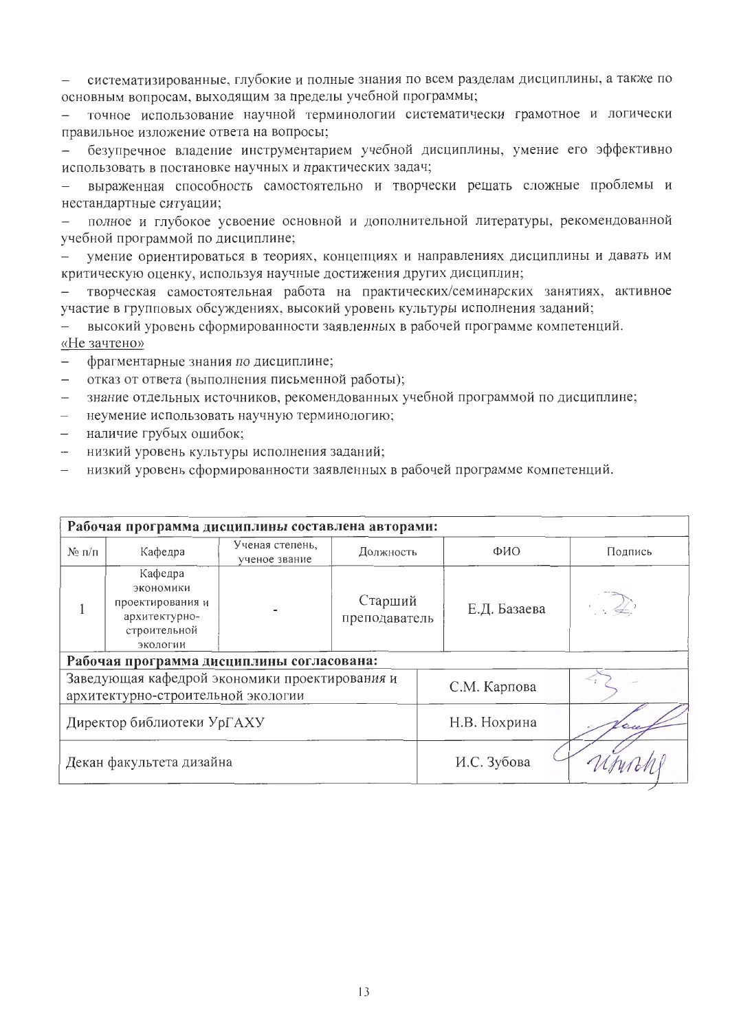- систематизированные, глубокие и полные знания по всем разделам дисциплины, а также по основным вопросам, выходящим за пределы учебной программы;
- точное использование научной терминологии систематически грамотное и логически правильное изложение ответа на вопросы;
- безупречное владение инструментарием учебной дисциплины, умение его эффективно использовать в постановке научных и практических задач;
- выраженная способность самостоятельно и творчески решать сложные проблемы и нестандартные ситуации;
- полное и глубокое усвоение основной и дополнительной литературы, рекомендованной учебной программой по дисциплине;
- умение ориентироваться в теориях, концепциях и направлениях дисциплины и давать им критическую оценку, используя научные достижения других дисциплин;
- творческая самостоятельная работа на практических/семинарских занятиях, активное участие в групповых обсуждениях, высокий уровень культуры исполнения заданий;
- высокий уровень сформированности заявленных в рабочей программе компетенций.

«Не зачтено»

- фрагментарные знания по дисциплине;
- отказ от ответа (выполнения письменной работы);
- знание отдельных источников, рекомендованных учебной программой по дисциплине;
- неумение использовать научную терминологию;
- наличие грубых ошибок;
- низкий уровень культуры исполнения заданий;
- низкий уровень сформированности заявленных в рабочей программе компетенций.

| **Рабочая программа дисциплины составлена авторами:** | | | | | |
|---|---|---|---|---|---|
| № п/п | Кафедра | Ученая степень, ученое звание | Должность | ФИО | Подпись |
| 1 | Кафедра экономики проектирования и архитектурно-строительной экологии | - | Старший преподаватель | Е.Д. Базаева | |
| **Рабочая программа дисциплины согласована:** | | | | | |
| Заведующая кафедрой экономики проектирования и архитектурно-строительной экологии | | | | С.М. Карпова | |
| Директор библиотеки УрГАХУ | | | | Н.В. Нохрина | |
| Декан факультета дизайна | | | | И.С. Зубова | |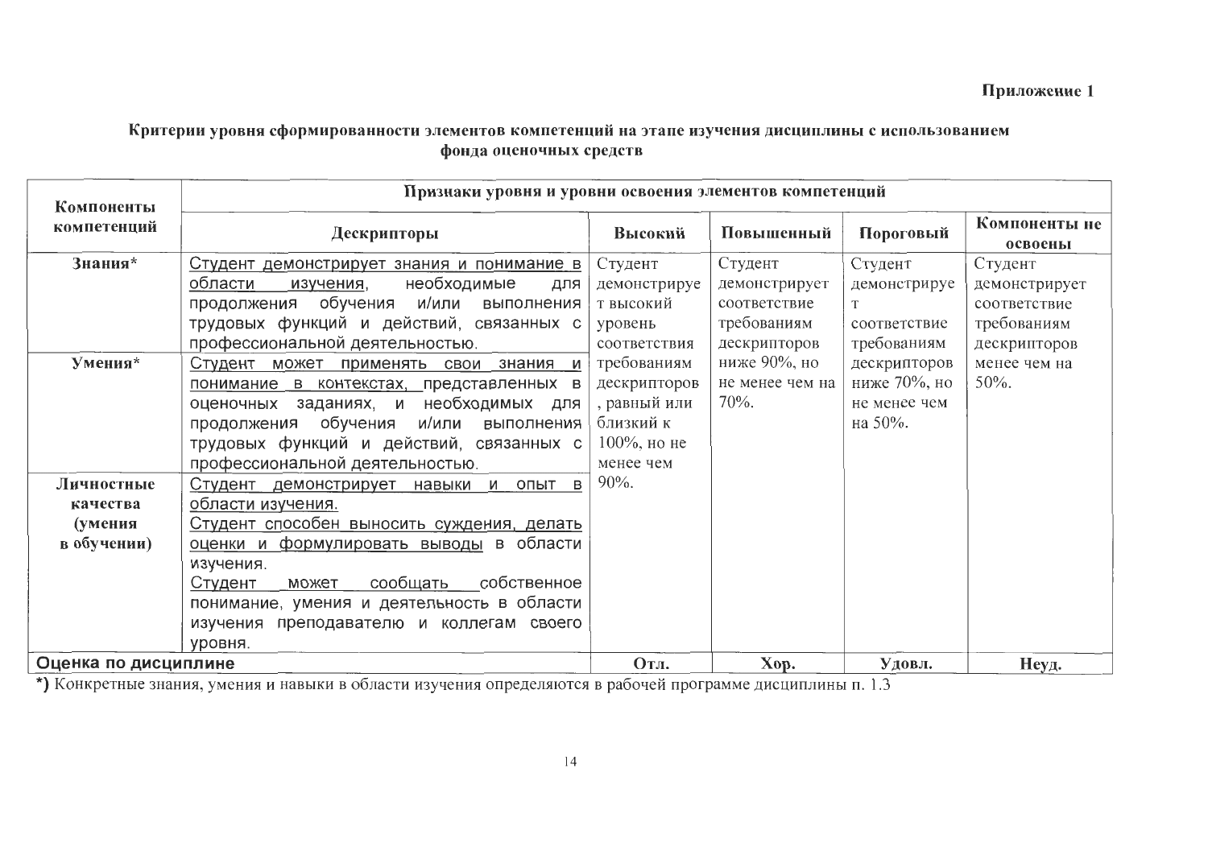**Приложение 1**

**Критерии уровня сформированности элементов компетенций на этапе изучения дисциплины с использованием фонда оценочных средств**

| Компоненты компетенций | Признаки уровня и уровни освоения элементов компетенций | | | | |
|---|---|---|---|---|---|
| | Дескрипторы | Высокий | Повышенный | Пороговый | Компоненты не освоены |
| **Знания*** | Студент демонстрирует знания и понимание в области изучения, необходимые для продолжения обучения и/или выполнения трудовых функций и действий, связанных с профессиональной деятельностью. | Студент демонстрирует высокий уровень соответствия требованиям дескрипторов, равный или близкий к 100%, но не менее чем 90%. | Студент демонстрирует соответствие требованиям дескрипторов ниже 90%, но не менее чем на 70%. | Студент демонстрирует соответствие требованиям дескрипторов ниже 70%, но не менее чем на 50%. | Студент демонстрирует соответствие требованиям дескрипторов менее чем на 50%. |
| **Умения*** | Студент может применять свои знания и понимание в контекстах, представленных в оценочных заданиях, и необходимых для продолжения обучения и/или выполнения трудовых функций и действий, связанных с профессиональной деятельностью. | | | | |
| **Личностные качества (умения в обучении)** | Студент демонстрирует навыки и опыт в области изучения. Студент способен выносить суждения, делать оценки и формулировать выводы в области изучения. Студент может сообщать собственное понимание, умения и деятельность в области изучения преподавателю и коллегам своего уровня. | | | | |
| **Оценка по дисциплине** | | **Отл.** | **Хор.** | **Удовл.** | **Неуд.** |

**\*)** Конкретные знания, умения и навыки в области изучения определяются в рабочей программе дисциплины п. 1.3